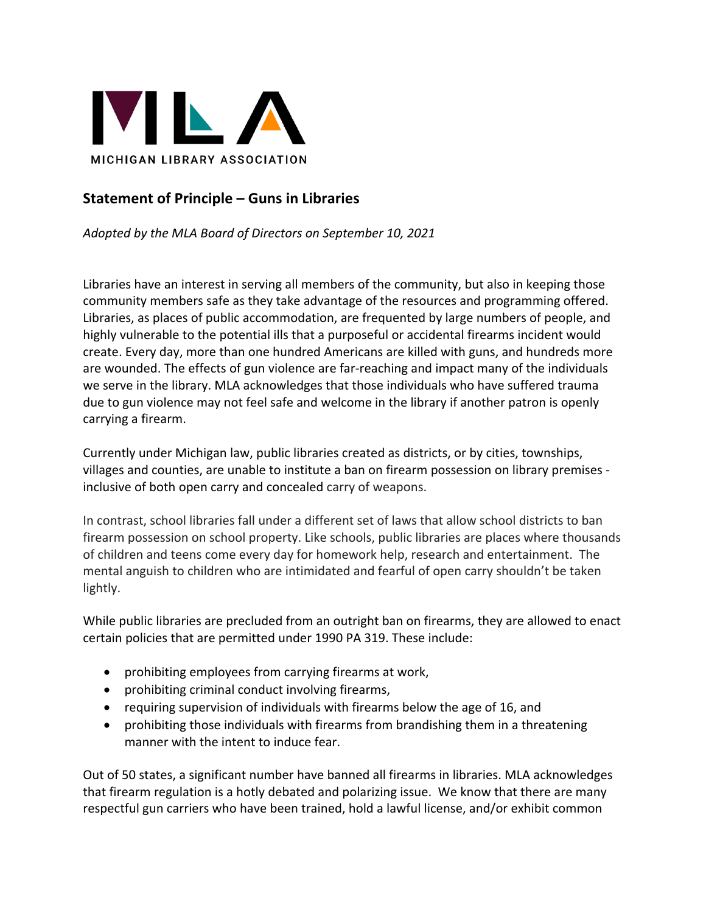MICHIGAN LIBRARY ASSOCIATION

## Statement of Principle – Guns in Libraries

*Adopted by the MLA Board of Directors on September 10, 2021*

Libraries have an interest in serving all members of the community, but also in keeping those community members safe as they take advantage of the resources and programming offered. Libraries, as places of public accommodation, are frequented by large numbers of people, and highly vulnerable to the potential ills that a purposeful or accidental firearms incident would create. Every day, more than one hundred Americans are killed with guns, and hundreds more are wounded. The effects of gun violence are far-reaching and impact many of the individuals we serve in the library. MLA acknowledges that those individuals who have suffered trauma due to gun violence may not feel safe and welcome in the library if another patron is openly carrying a firearm.

Currently under Michigan law, public libraries created as districts, or by cities, townships, villages and counties, are unable to institute a ban on firearm possession on library premises - inclusive of both open carry and concealed carry of weapons.

In contrast, school libraries fall under a different set of laws that allow school districts to ban firearm possession on school property. Like schools, public libraries are places where thousands of children and teens come every day for homework help, research and entertainment. The mental anguish to children who are intimidated and fearful of open carry shouldn't be taken lightly.

While public libraries are precluded from an outright ban on firearms, they are allowed to enact certain policies that are permitted under 1990 PA 319. These include:

- prohibiting employees from carrying firearms at work,
- prohibiting criminal conduct involving firearms,
- requiring supervision of individuals with firearms below the age of 16, and
- prohibiting those individuals with firearms from brandishing them in a threatening manner with the intent to induce fear.

Out of 50 states, a significant number have banned all firearms in libraries. MLA acknowledges that firearm regulation is a hotly debated and polarizing issue. We know that there are many respectful gun carriers who have been trained, hold a lawful license, and/or exhibit common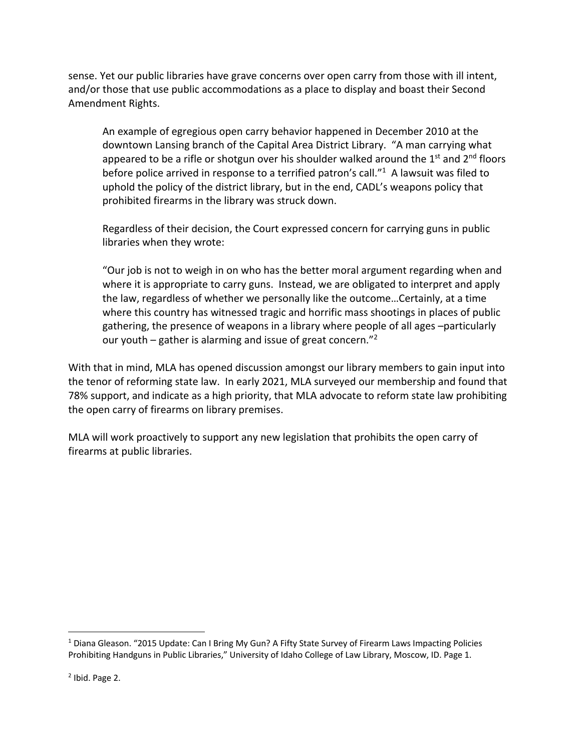sense. Yet our public libraries have grave concerns over open carry from those with ill intent, and/or those that use public accommodations as a place to display and boast their Second Amendment Rights.

> An example of egregious open carry behavior happened in December 2010 at the downtown Lansing branch of the Capital Area District Library. "A man carrying what appeared to be a rifle or shotgun over his shoulder walked around the 1st and 2nd floors before police arrived in response to a terrified patron's call."[1] A lawsuit was filed to uphold the policy of the district library, but in the end, CADL's weapons policy that prohibited firearms in the library was struck down.
>
> Regardless of their decision, the Court expressed concern for carrying guns in public libraries when they wrote:
>
> "Our job is not to weigh in on who has the better moral argument regarding when and where it is appropriate to carry guns. Instead, we are obligated to interpret and apply the law, regardless of whether we personally like the outcome…Certainly, at a time where this country has witnessed tragic and horrific mass shootings in places of public gathering, the presence of weapons in a library where people of all ages –particularly our youth – gather is alarming and issue of great concern."[2]

With that in mind, MLA has opened discussion amongst our library members to gain input into the tenor of reforming state law. In early 2021, MLA surveyed our membership and found that 78% support, and indicate as a high priority, that MLA advocate to reform state law prohibiting the open carry of firearms on library premises.

MLA will work proactively to support any new legislation that prohibits the open carry of firearms at public libraries.

---

[1] Diana Gleason. "2015 Update: Can I Bring My Gun? A Fifty State Survey of Firearm Laws Impacting Policies Prohibiting Handguns in Public Libraries," University of Idaho College of Law Library, Moscow, ID. Page 1.

[2] Ibid. Page 2.